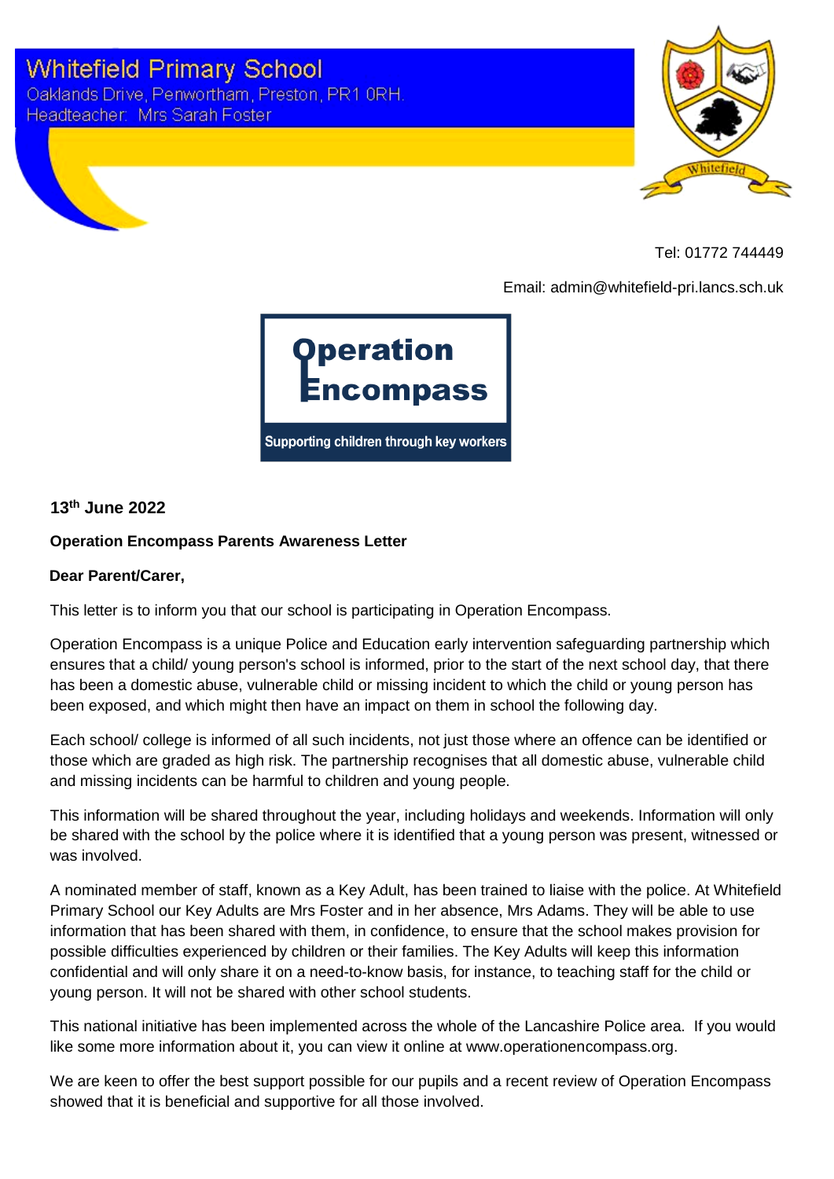# Whitefield Primary School

Oaklands Drive, Penwortham, Preston, PR1 0RH.
Headteacher: Mrs Sarah Foster

Tel: 01772 744449

Email: admin@whitefield-pri.lancs.sch.uk

**Operation Encompass**

Supporting children through key workers

**13th June 2022**

**Operation Encompass Parents Awareness Letter**

**Dear Parent/Carer,**

This letter is to inform you that our school is participating in Operation Encompass.

Operation Encompass is a unique Police and Education early intervention safeguarding partnership which ensures that a child/ young person's school is informed, prior to the start of the next school day, that there has been a domestic abuse, vulnerable child or missing incident to which the child or young person has been exposed, and which might then have an impact on them in school the following day.

Each school/ college is informed of all such incidents, not just those where an offence can be identified or those which are graded as high risk. The partnership recognises that all domestic abuse, vulnerable child and missing incidents can be harmful to children and young people.

This information will be shared throughout the year, including holidays and weekends. Information will only be shared with the school by the police where it is identified that a young person was present, witnessed or was involved.

A nominated member of staff, known as a Key Adult, has been trained to liaise with the police. At Whitefield Primary School our Key Adults are Mrs Foster and in her absence, Mrs Adams. They will be able to use information that has been shared with them, in confidence, to ensure that the school makes provision for possible difficulties experienced by children or their families. The Key Adults will keep this information confidential and will only share it on a need-to-know basis, for instance, to teaching staff for the child or young person. It will not be shared with other school students.

This national initiative has been implemented across the whole of the Lancashire Police area. If you would like some more information about it, you can view it online at www.operationencompass.org.

We are keen to offer the best support possible for our pupils and a recent review of Operation Encompass showed that it is beneficial and supportive for all those involved.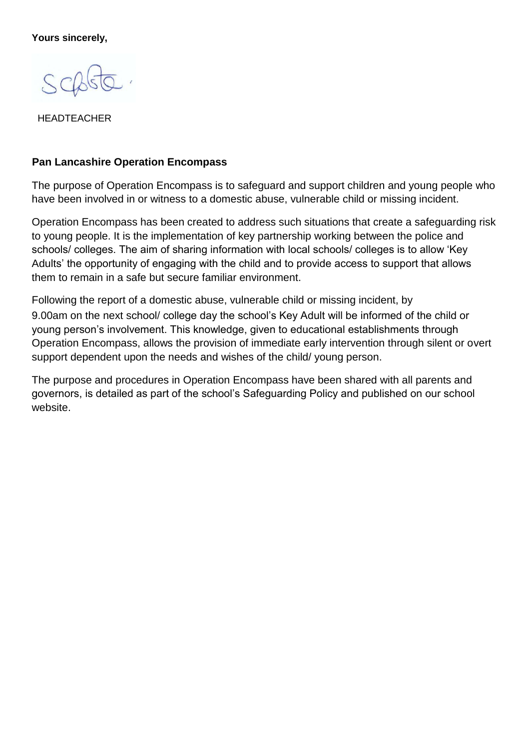**Yours sincerely,**

HEADTEACHER

**Pan Lancashire Operation Encompass**

The purpose of Operation Encompass is to safeguard and support children and young people who have been involved in or witness to a domestic abuse, vulnerable child or missing incident.

Operation Encompass has been created to address such situations that create a safeguarding risk to young people. It is the implementation of key partnership working between the police and schools/ colleges. The aim of sharing information with local schools/ colleges is to allow 'Key Adults' the opportunity of engaging with the child and to provide access to support that allows them to remain in a safe but secure familiar environment.

Following the report of a domestic abuse, vulnerable child or missing incident, by 9.00am on the next school/ college day the school's Key Adult will be informed of the child or young person's involvement. This knowledge, given to educational establishments through Operation Encompass, allows the provision of immediate early intervention through silent or overt support dependent upon the needs and wishes of the child/ young person.

The purpose and procedures in Operation Encompass have been shared with all parents and governors, is detailed as part of the school's Safeguarding Policy and published on our school website.